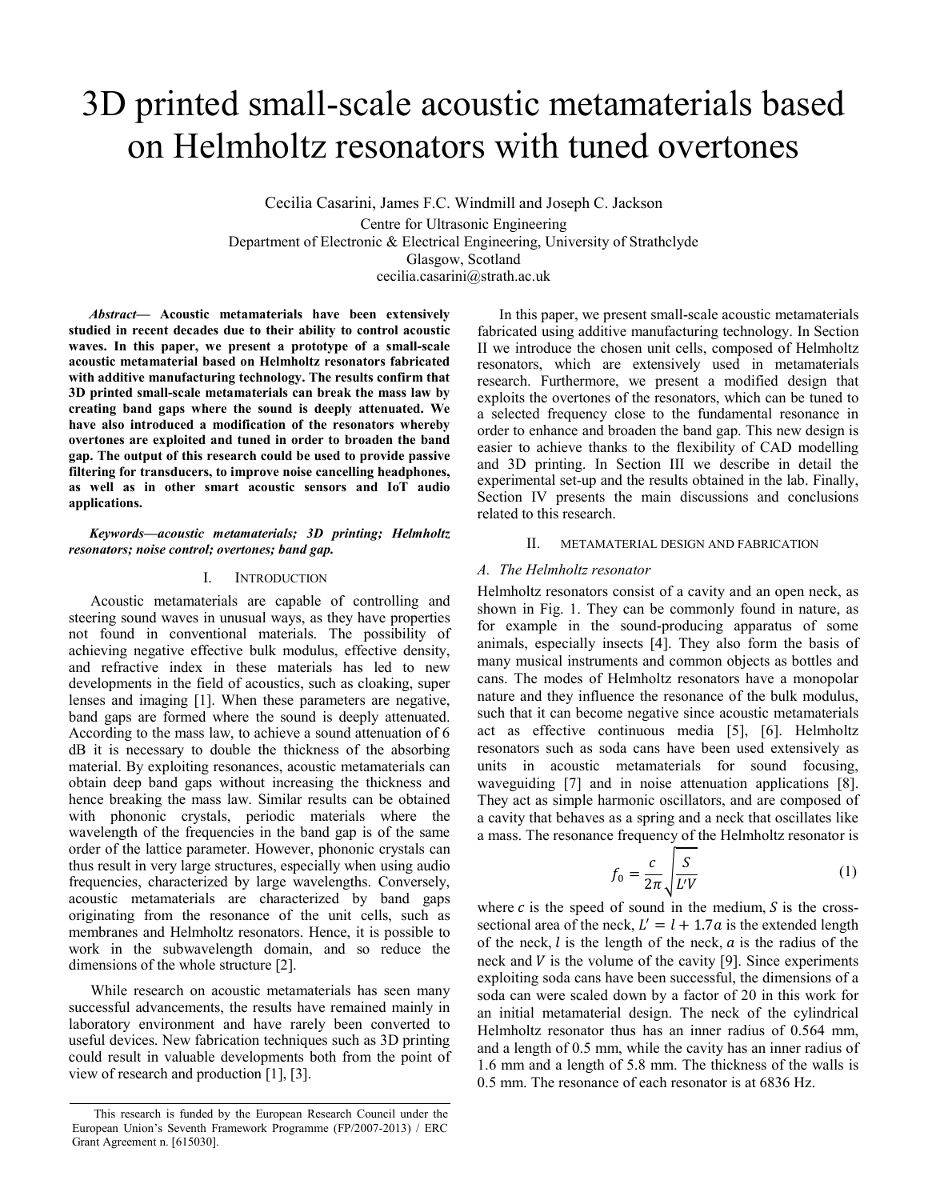# 3D printed small-scale acoustic metamaterials based on Helmholtz resonators with tuned overtones

Cecilia Casarini, James F.C. Windmill and Joseph C. Jackson

Centre for Ultrasonic Engineering
Department of Electronic & Electrical Engineering, University of Strathclyde
Glasgow, Scotland
cecilia.casarini@strath.ac.uk

***Abstract*— Acoustic metamaterials have been extensively studied in recent decades due to their ability to control acoustic waves. In this paper, we present a prototype of a small-scale acoustic metamaterial based on Helmholtz resonators fabricated with additive manufacturing technology. The results confirm that 3D printed small-scale metamaterials can break the mass law by creating band gaps where the sound is deeply attenuated. We have also introduced a modification of the resonators whereby overtones are exploited and tuned in order to broaden the band gap. The output of this research could be used to provide passive filtering for transducers, to improve noise cancelling headphones, as well as in other smart acoustic sensors and IoT audio applications.**

***Keywords—acoustic metamaterials; 3D printing; Helmholtz resonators; noise control; overtones; band gap.***

## I. Introduction

Acoustic metamaterials are capable of controlling and steering sound waves in unusual ways, as they have properties not found in conventional materials. The possibility of achieving negative effective bulk modulus, effective density, and refractive index in these materials has led to new developments in the field of acoustics, such as cloaking, super lenses and imaging [1]. When these parameters are negative, band gaps are formed where the sound is deeply attenuated. According to the mass law, to achieve a sound attenuation of 6 dB it is necessary to double the thickness of the absorbing material. By exploiting resonances, acoustic metamaterials can obtain deep band gaps without increasing the thickness and hence breaking the mass law. Similar results can be obtained with phononic crystals, periodic materials where the wavelength of the frequencies in the band gap is of the same order of the lattice parameter. However, phononic crystals can thus result in very large structures, especially when using audio frequencies, characterized by large wavelengths. Conversely, acoustic metamaterials are characterized by band gaps originating from the resonance of the unit cells, such as membranes and Helmholtz resonators. Hence, it is possible to work in the subwavelength domain, and so reduce the dimensions of the whole structure [2].

While research on acoustic metamaterials has seen many successful advancements, the results have remained mainly in laboratory environment and have rarely been converted to useful devices. New fabrication techniques such as 3D printing could result in valuable developments both from the point of view of research and production [1], [3].

This research is funded by the European Research Council under the European Union's Seventh Framework Programme (FP/2007-2013) / ERC Grant Agreement n. [615030].

In this paper, we present small-scale acoustic metamaterials fabricated using additive manufacturing technology. In Section II we introduce the chosen unit cells, composed of Helmholtz resonators, which are extensively used in metamaterials research. Furthermore, we present a modified design that exploits the overtones of the resonators, which can be tuned to a selected frequency close to the fundamental resonance in order to enhance and broaden the band gap. This new design is easier to achieve thanks to the flexibility of CAD modelling and 3D printing. In Section III we describe in detail the experimental set-up and the results obtained in the lab. Finally, Section IV presents the main discussions and conclusions related to this research.

## II. Metamaterial Design and Fabrication

### *A. The Helmholtz resonator*

Helmholtz resonators consist of a cavity and an open neck, as shown in Fig. 1. They can be commonly found in nature, as for example in the sound-producing apparatus of some animals, especially insects [4]. They also form the basis of many musical instruments and common objects as bottles and cans. The modes of Helmholtz resonators have a monopolar nature and they influence the resonance of the bulk modulus, such that it can become negative since acoustic metamaterials act as effective continuous media [5], [6]. Helmholtz resonators such as soda cans have been used extensively as units in acoustic metamaterials for sound focusing, waveguiding [7] and in noise attenuation applications [8]. They act as simple harmonic oscillators, and are composed of a cavity that behaves as a spring and a neck that oscillates like a mass. The resonance frequency of the Helmholtz resonator is

$$f_0 = \frac{c}{2\pi}\sqrt{\frac{S}{L'V}} \tag{1}$$

where $c$ is the speed of sound in the medium, $S$ is the cross-sectional area of the neck, $L' = l + 1.7a$ is the extended length of the neck, $l$ is the length of the neck, $a$ is the radius of the neck and $V$ is the volume of the cavity [9]. Since experiments exploiting soda cans have been successful, the dimensions of a soda can were scaled down by a factor of 20 in this work for an initial metamaterial design. The neck of the cylindrical Helmholtz resonator thus has an inner radius of 0.564 mm, and a length of 0.5 mm, while the cavity has an inner radius of 1.6 mm and a length of 5.8 mm. The thickness of the walls is 0.5 mm. The resonance of each resonator is at 6836 Hz.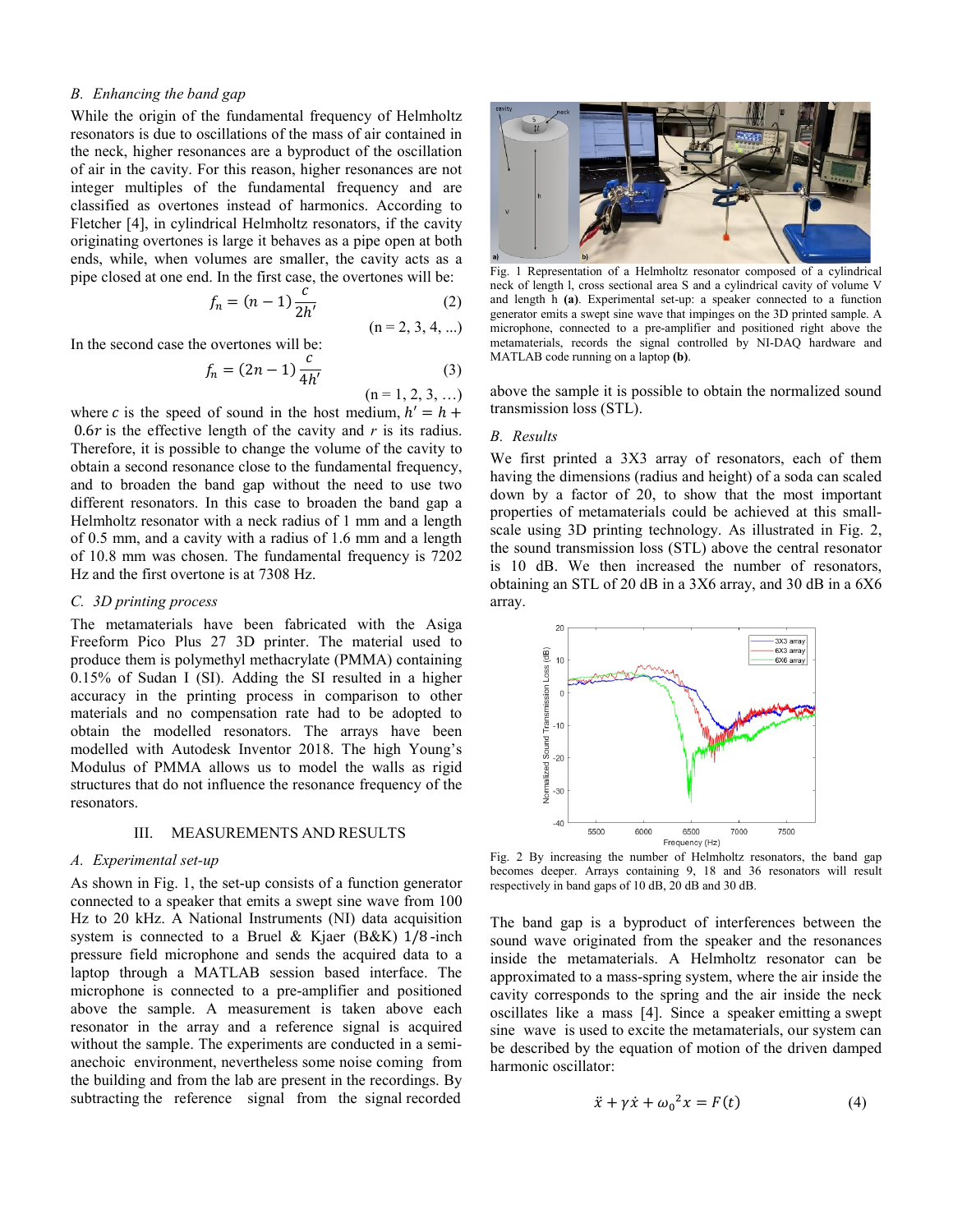### B. Enhancing the band gap

While the origin of the fundamental frequency of Helmholtz resonators is due to oscillations of the mass of air contained in the neck, higher resonances are a byproduct of the oscillation of air in the cavity. For this reason, higher resonances are not integer multiples of the fundamental frequency and are classified as overtones instead of harmonics. According to Fletcher [4], in cylindrical Helmholtz resonators, if the cavity originating overtones is large it behaves as a pipe open at both ends, while, when volumes are smaller, the cavity acts as a pipe closed at one end. In the first case, the overtones will be:

$$f_n = (n-1)\frac{c}{2h'} \qquad (2)$$

(n = 2, 3, 4, ...)

In the second case the overtones will be:

$$f_n = (2n-1)\frac{c}{4h'} \qquad (3)$$

(n = 1, 2, 3, ...)

where $c$ is the speed of sound in the host medium, $h' = h + 0.6r$ is the effective length of the cavity and $r$ is its radius. Therefore, it is possible to change the volume of the cavity to obtain a second resonance close to the fundamental frequency, and to broaden the band gap without the need to use two different resonators. In this case to broaden the band gap a Helmholtz resonator with a neck radius of 1 mm and a length of 0.5 mm, and a cavity with a radius of 1.6 mm and a length of 10.8 mm was chosen. The fundamental frequency is 7202 Hz and the first overtone is at 7308 Hz.

### C. 3D printing process

The metamaterials have been fabricated with the Asiga Freeform Pico Plus 27 3D printer. The material used to produce them is polymethyl methacrylate (PMMA) containing 0.15% of Sudan I (SI). Adding the SI resulted in a higher accuracy in the printing process in comparison to other materials and no compensation rate had to be adopted to obtain the modelled resonators. The arrays have been modelled with Autodesk Inventor 2018. The high Young's Modulus of PMMA allows us to model the walls as rigid structures that do not influence the resonance frequency of the resonators.

## III. MEASUREMENTS AND RESULTS

### A. Experimental set-up

As shown in Fig. 1, the set-up consists of a function generator connected to a speaker that emits a swept sine wave from 100 Hz to 20 kHz. A National Instruments (NI) data acquisition system is connected to a Bruel & Kjaer (B&K) 1/8-inch pressure field microphone and sends the acquired data to a laptop through a MATLAB session based interface. The microphone is connected to a pre-amplifier and positioned above the sample. A measurement is taken above each resonator in the array and a reference signal is acquired without the sample. The experiments are conducted in a semi-anechoic environment, nevertheless some noise coming from the building and from the lab are present in the recordings. By subtracting the reference signal from the signal recorded above the sample it is possible to obtain the normalized sound transmission loss (STL).

Fig. 1 Representation of a Helmholtz resonator composed of a cylindrical neck of length l, cross sectional area S and a cylindrical cavity of volume V and length h **(a)**. Experimental set-up: a speaker connected to a function generator emits a swept sine wave that impinges on the 3D printed sample. A microphone, connected to a pre-amplifier and positioned right above the metamaterials, records the signal controlled by NI-DAQ hardware and MATLAB code running on a laptop **(b)**.

### B. Results

We first printed a 3X3 array of resonators, each of them having the dimensions (radius and height) of a soda can scaled down by a factor of 20, to show that the most important properties of metamaterials could be achieved at this small-scale using 3D printing technology. As illustrated in Fig. 2, the sound transmission loss (STL) above the central resonator is 10 dB. We then increased the number of resonators, obtaining an STL of 20 dB in a 3X6 array, and 30 dB in a 6X6 array.

Fig. 2 By increasing the number of Helmholtz resonators, the band gap becomes deeper. Arrays containing 9, 18 and 36 resonators will result respectively in band gaps of 10 dB, 20 dB and 30 dB.

The band gap is a byproduct of interferences between the sound wave originated from the speaker and the resonances inside the metamaterials. A Helmholtz resonator can be approximated to a mass-spring system, where the air inside the cavity corresponds to the spring and the air inside the neck oscillates like a mass [4]. Since a speaker emitting a swept sine wave is used to excite the metamaterials, our system can be described by the equation of motion of the driven damped harmonic oscillator:

$$\ddot{x} + \gamma\dot{x} + {\omega_0}^2 x = F(t) \qquad (4)$$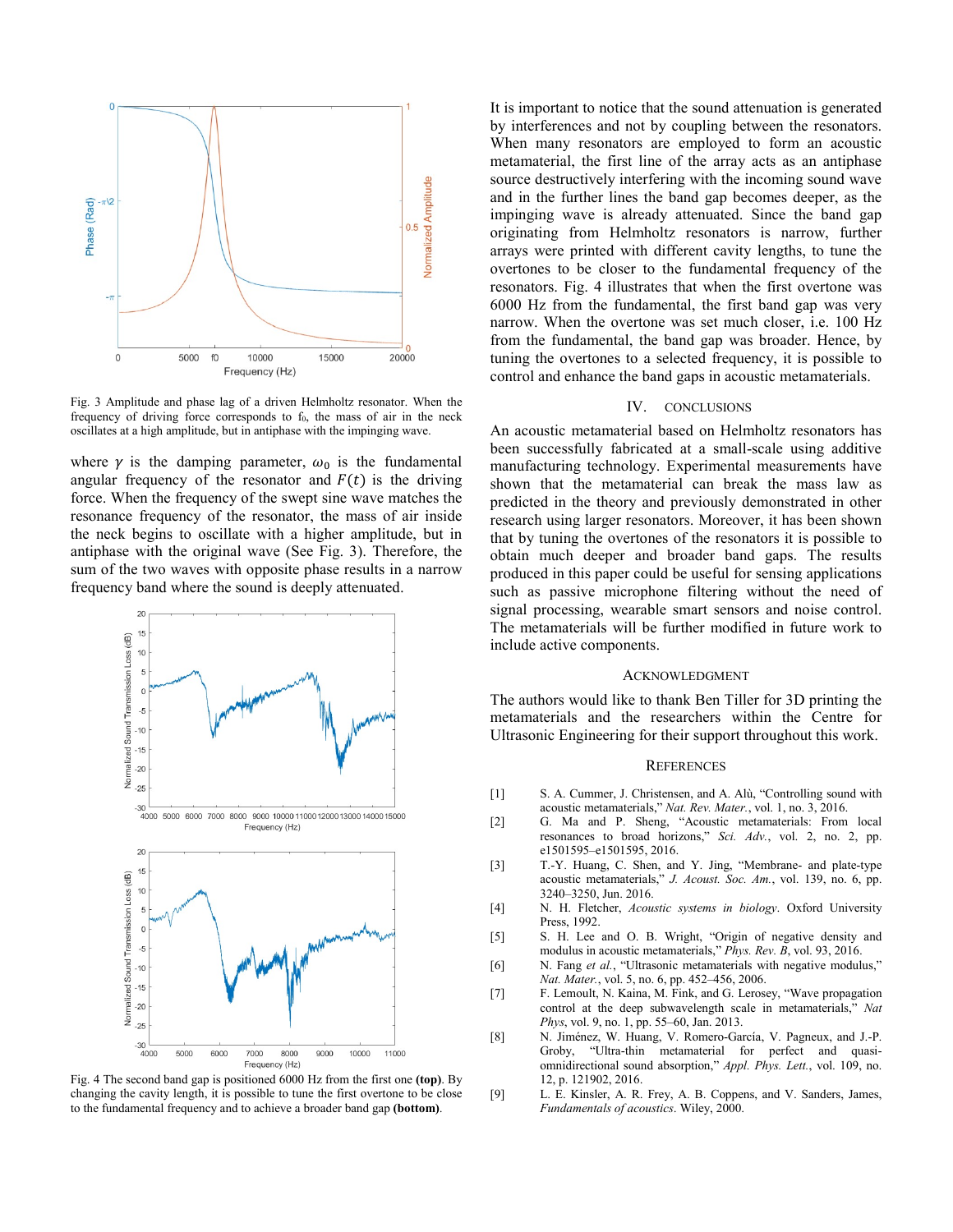0

$-\pi\backslash 2$

$-\pi$

Phase (Rad)

1

0.5

0

Normalized Amplitude

0 5000 f0 10000 15000 20000

Frequency (Hz)

Fig. 3 Amplitude and phase lag of a driven Helmholtz resonator. When the frequency of driving force corresponds to $f_0$, the mass of air in the neck oscillates at a high amplitude, but in antiphase with the impinging wave.

where $\gamma$ is the damping parameter, $\omega_0$ is the fundamental angular frequency of the resonator and $F(t)$ is the driving force. When the frequency of the swept sine wave matches the resonance frequency of the resonator, the mass of air inside the neck begins to oscillate with a higher amplitude, but in antiphase with the original wave (See Fig. 3). Therefore, the sum of the two waves with opposite phase results in a narrow frequency band where the sound is deeply attenuated.

Normalized Sound Transmission Loss (dB)

20 15 10 5 0 -5 -10 -15 -20 -25 -30

4000 5000 6000 7000 8000 9000 10000 11000 12000 13000 14000 15000

Frequency (Hz)

Normalized Sound Transmission Loss (dB)

20 15 10 5 0 -5 -10 -15 -20 -25 -30

4000 5000 6000 7000 8000 9000 10000 11000

Frequency (Hz)

Fig. 4 The second band gap is positioned 6000 Hz from the first one **(top)**. By changing the cavity length, it is possible to tune the first overtone to be close to the fundamental frequency and to achieve a broader band gap **(bottom)**.

It is important to notice that the sound attenuation is generated by interferences and not by coupling between the resonators. When many resonators are employed to form an acoustic metamaterial, the first line of the array acts as an antiphase source destructively interfering with the incoming sound wave and in the further lines the band gap becomes deeper, as the impinging wave is already attenuated. Since the band gap originating from Helmholtz resonators is narrow, further arrays were printed with different cavity lengths, to tune the overtones to be closer to the fundamental frequency of the resonators. Fig. 4 illustrates that when the first overtone was 6000 Hz from the fundamental, the first band gap was very narrow. When the overtone was set much closer, i.e. 100 Hz from the fundamental, the band gap was broader. Hence, by tuning the overtones to a selected frequency, it is possible to control and enhance the band gaps in acoustic metamaterials.

## IV. Conclusions

An acoustic metamaterial based on Helmholtz resonators has been successfully fabricated at a small-scale using additive manufacturing technology. Experimental measurements have shown that the metamaterial can break the mass law as predicted in the theory and previously demonstrated in other research using larger resonators. Moreover, it has been shown that by tuning the overtones of the resonators it is possible to obtain much deeper and broader band gaps. The results produced in this paper could be useful for sensing applications such as passive microphone filtering without the need of signal processing, wearable smart sensors and noise control. The metamaterials will be further modified in future work to include active components.

## Acknowledgment

The authors would like to thank Ben Tiller for 3D printing the metamaterials and the researchers within the Centre for Ultrasonic Engineering for their support throughout this work.

## References

[1] S. A. Cummer, J. Christensen, and A. Alù, "Controlling sound with acoustic metamaterials," *Nat. Rev. Mater.*, vol. 1, no. 3, 2016.

[2] G. Ma and P. Sheng, "Acoustic metamaterials: From local resonances to broad horizons," *Sci. Adv.*, vol. 2, no. 2, pp. e1501595–e1501595, 2016.

[3] T.-Y. Huang, C. Shen, and Y. Jing, "Membrane- and plate-type acoustic metamaterials," *J. Acoust. Soc. Am.*, vol. 139, no. 6, pp. 3240–3250, Jun. 2016.

[4] N. H. Fletcher, *Acoustic systems in biology*. Oxford University Press, 1992.

[5] S. H. Lee and O. B. Wright, "Origin of negative density and modulus in acoustic metamaterials," *Phys. Rev. B*, vol. 93, 2016.

[6] N. Fang *et al.*, "Ultrasonic metamaterials with negative modulus," *Nat. Mater.*, vol. 5, no. 6, pp. 452–456, 2006.

[7] F. Lemoult, N. Kaina, M. Fink, and G. Lerosey, "Wave propagation control at the deep subwavelength scale in metamaterials," *Nat Phys*, vol. 9, no. 1, pp. 55–60, Jan. 2013.

[8] N. Jiménez, W. Huang, V. Romero-García, V. Pagneux, and J.-P. Groby, "Ultra-thin metamaterial for perfect and quasi-omnidirectional sound absorption," *Appl. Phys. Lett.*, vol. 109, no. 12, p. 121902, 2016.

[9] L. E. Kinsler, A. R. Frey, A. B. Coppens, and V. Sanders, James, *Fundamentals of acoustics*. Wiley, 2000.